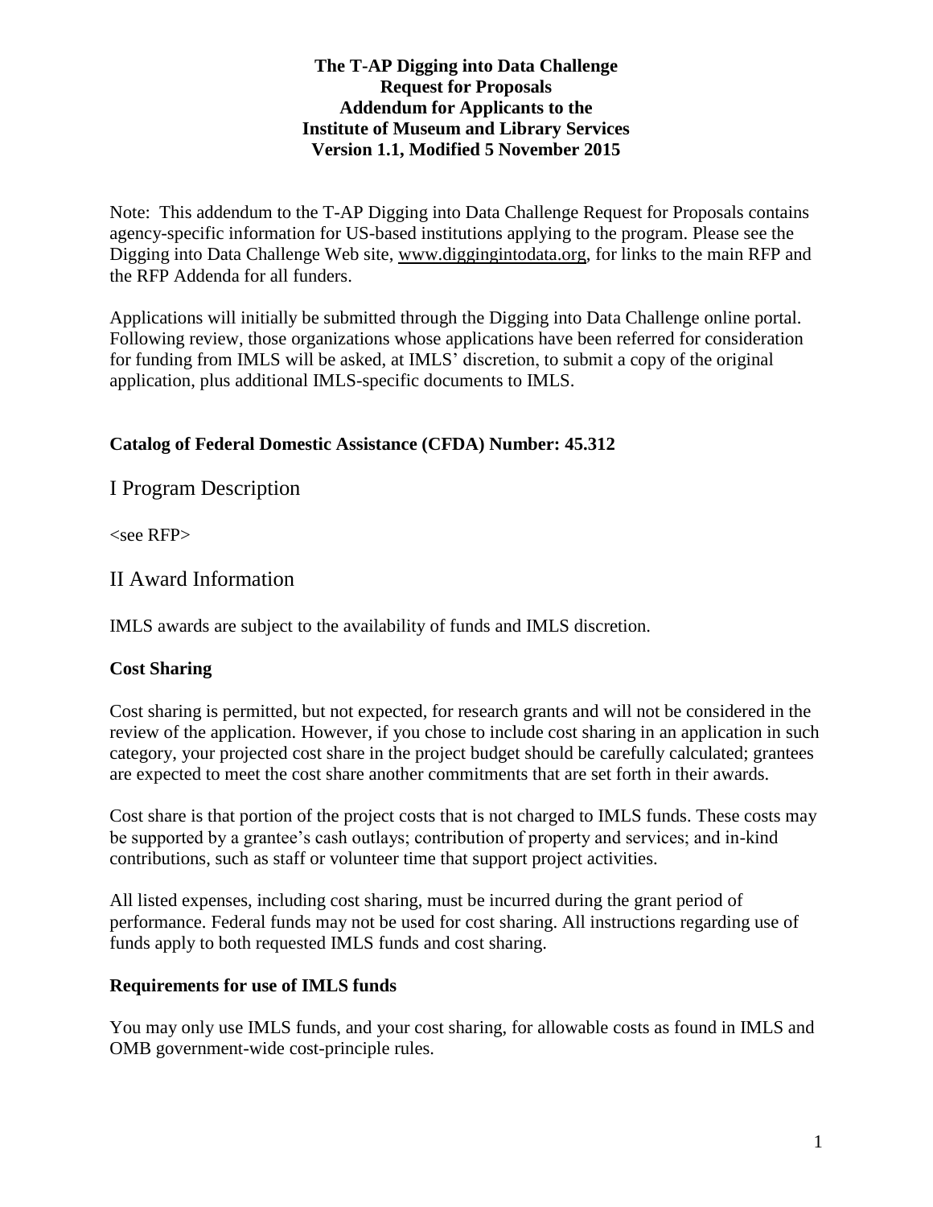**The T-AP Digging into Data Challenge**
**Request for Proposals**
**Addendum for Applicants to the**
**Institute of Museum and Library Services**
**Version 1.1, Modified 5 November 2015**

Note: This addendum to the T-AP Digging into Data Challenge Request for Proposals contains agency-specific information for US-based institutions applying to the program. Please see the Digging into Data Challenge Web site, www.diggingintodata.org, for links to the main RFP and the RFP Addenda for all funders.

Applications will initially be submitted through the Digging into Data Challenge online portal. Following review, those organizations whose applications have been referred for consideration for funding from IMLS will be asked, at IMLS' discretion, to submit a copy of the original application, plus additional IMLS-specific documents to IMLS.

**Catalog of Federal Domestic Assistance (CFDA) Number: 45.312**

# I Program Description

<see RFP>

# II Award Information

IMLS awards are subject to the availability of funds and IMLS discretion.

**Cost Sharing**

Cost sharing is permitted, but not expected, for research grants and will not be considered in the review of the application. However, if you chose to include cost sharing in an application in such category, your projected cost share in the project budget should be carefully calculated; grantees are expected to meet the cost share another commitments that are set forth in their awards.

Cost share is that portion of the project costs that is not charged to IMLS funds. These costs may be supported by a grantee's cash outlays; contribution of property and services; and in-kind contributions, such as staff or volunteer time that support project activities.

All listed expenses, including cost sharing, must be incurred during the grant period of performance. Federal funds may not be used for cost sharing. All instructions regarding use of funds apply to both requested IMLS funds and cost sharing.

**Requirements for use of IMLS funds**

You may only use IMLS funds, and your cost sharing, for allowable costs as found in IMLS and OMB government-wide cost-principle rules.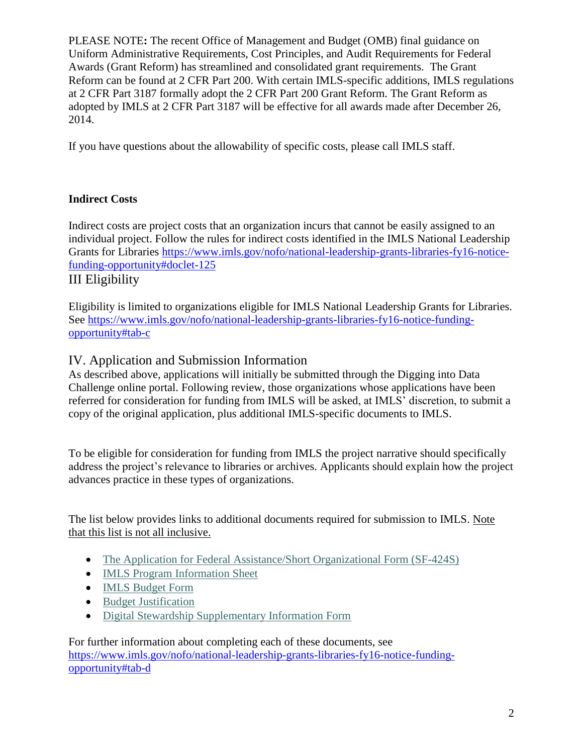PLEASE NOTE**:** The recent Office of Management and Budget (OMB) final guidance on Uniform Administrative Requirements, Cost Principles, and Audit Requirements for Federal Awards (Grant Reform) has streamlined and consolidated grant requirements. The Grant Reform can be found at 2 CFR Part 200. With certain IMLS-specific additions, IMLS regulations at 2 CFR Part 3187 formally adopt the 2 CFR Part 200 Grant Reform. The Grant Reform as adopted by IMLS at 2 CFR Part 3187 will be effective for all awards made after December 26, 2014.

If you have questions about the allowability of specific costs, please call IMLS staff.

**Indirect Costs**

Indirect costs are project costs that an organization incurs that cannot be easily assigned to an individual project. Follow the rules for indirect costs identified in the IMLS National Leadership Grants for Libraries https://www.imls.gov/nofo/national-leadership-grants-libraries-fy16-notice-funding-opportunity#doclet-125

## III Eligibility

Eligibility is limited to organizations eligible for IMLS National Leadership Grants for Libraries. See https://www.imls.gov/nofo/national-leadership-grants-libraries-fy16-notice-funding-opportunity#tab-c

## IV. Application and Submission Information

As described above, applications will initially be submitted through the Digging into Data Challenge online portal. Following review, those organizations whose applications have been referred for consideration for funding from IMLS will be asked, at IMLS' discretion, to submit a copy of the original application, plus additional IMLS-specific documents to IMLS.

To be eligible for consideration for funding from IMLS the project narrative should specifically address the project's relevance to libraries or archives. Applicants should explain how the project advances practice in these types of organizations.

The list below provides links to additional documents required for submission to IMLS. Note that this list is not all inclusive.

- The Application for Federal Assistance/Short Organizational Form (SF-424S)
- IMLS Program Information Sheet
- IMLS Budget Form
- Budget Justification
- Digital Stewardship Supplementary Information Form

For further information about completing each of these documents, see https://www.imls.gov/nofo/national-leadership-grants-libraries-fy16-notice-funding-opportunity#tab-d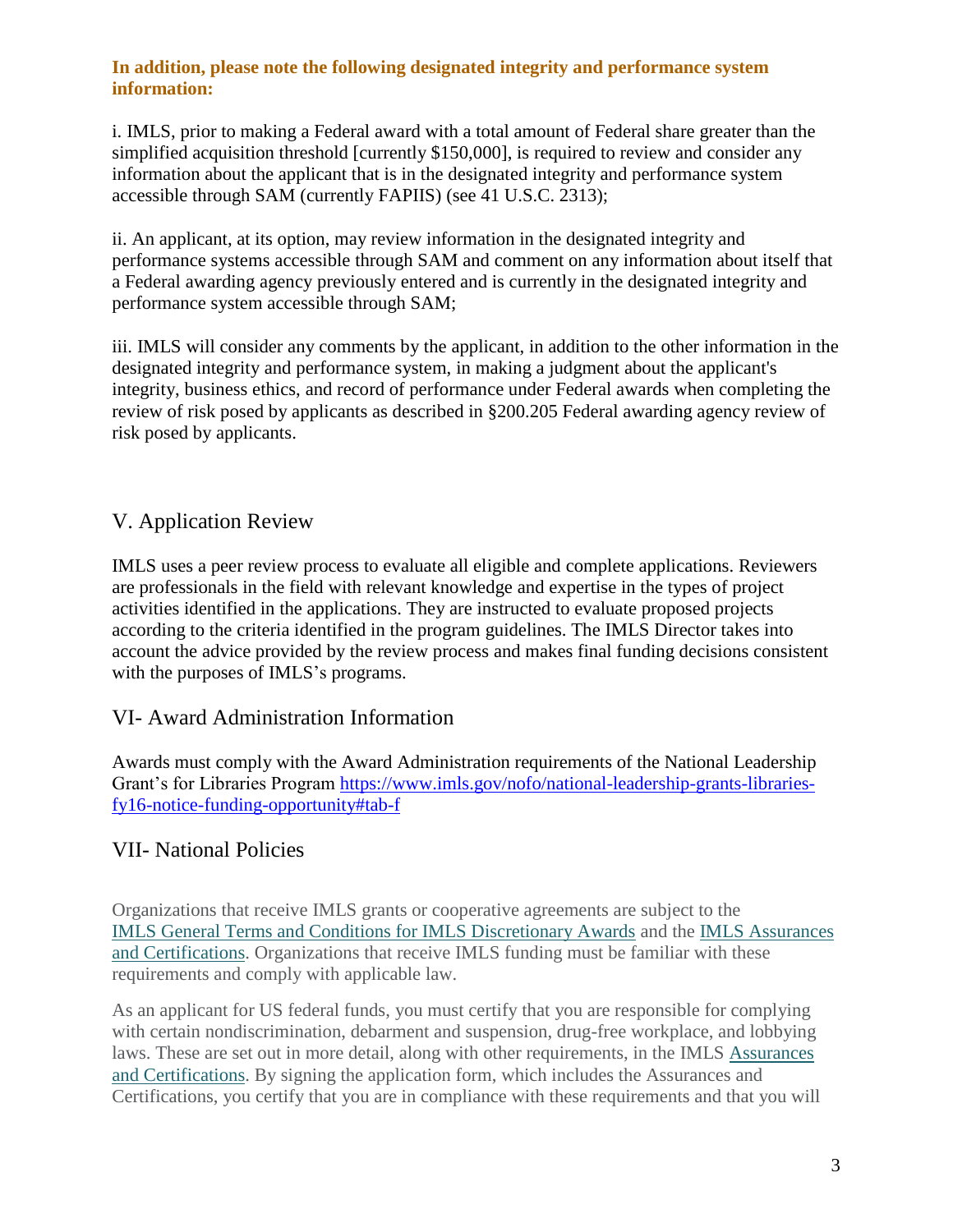**In addition, please note the following designated integrity and performance system information:**

i. IMLS, prior to making a Federal award with a total amount of Federal share greater than the simplified acquisition threshold [currently $150,000], is required to review and consider any information about the applicant that is in the designated integrity and performance system accessible through SAM (currently FAPIIS) (see 41 U.S.C. 2313);

ii. An applicant, at its option, may review information in the designated integrity and performance systems accessible through SAM and comment on any information about itself that a Federal awarding agency previously entered and is currently in the designated integrity and performance system accessible through SAM;

iii. IMLS will consider any comments by the applicant, in addition to the other information in the designated integrity and performance system, in making a judgment about the applicant's integrity, business ethics, and record of performance under Federal awards when completing the review of risk posed by applicants as described in §200.205 Federal awarding agency review of risk posed by applicants.

## V. Application Review

IMLS uses a peer review process to evaluate all eligible and complete applications. Reviewers are professionals in the field with relevant knowledge and expertise in the types of project activities identified in the applications. They are instructed to evaluate proposed projects according to the criteria identified in the program guidelines. The IMLS Director takes into account the advice provided by the review process and makes final funding decisions consistent with the purposes of IMLS's programs.

## VI- Award Administration Information

Awards must comply with the Award Administration requirements of the National Leadership Grant's for Libraries Program [https://www.imls.gov/nofo/national-leadership-grants-libraries-fy16-notice-funding-opportunity#tab-f](https://www.imls.gov/nofo/national-leadership-grants-libraries-fy16-notice-funding-opportunity#tab-f)

## VII- National Policies

Organizations that receive IMLS grants or cooperative agreements are subject to the IMLS General Terms and Conditions for IMLS Discretionary Awards and the IMLS Assurances and Certifications. Organizations that receive IMLS funding must be familiar with these requirements and comply with applicable law.

As an applicant for US federal funds, you must certify that you are responsible for complying with certain nondiscrimination, debarment and suspension, drug-free workplace, and lobbying laws. These are set out in more detail, along with other requirements, in the IMLS Assurances and Certifications. By signing the application form, which includes the Assurances and Certifications, you certify that you are in compliance with these requirements and that you will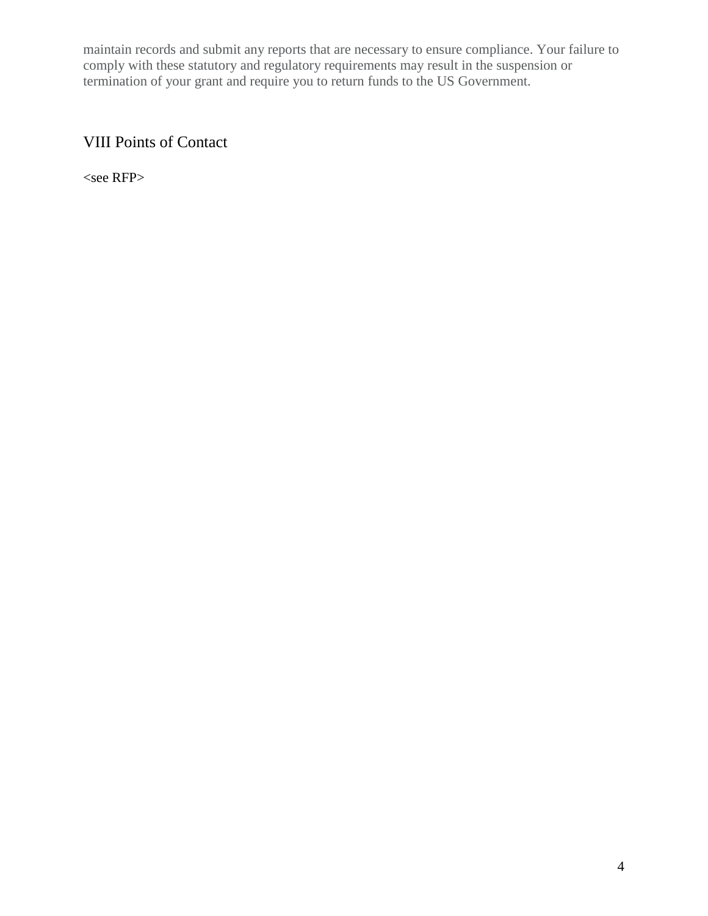maintain records and submit any reports that are necessary to ensure compliance. Your failure to comply with these statutory and regulatory requirements may result in the suspension or termination of your grant and require you to return funds to the US Government.

## VIII Points of Contact

<see RFP>